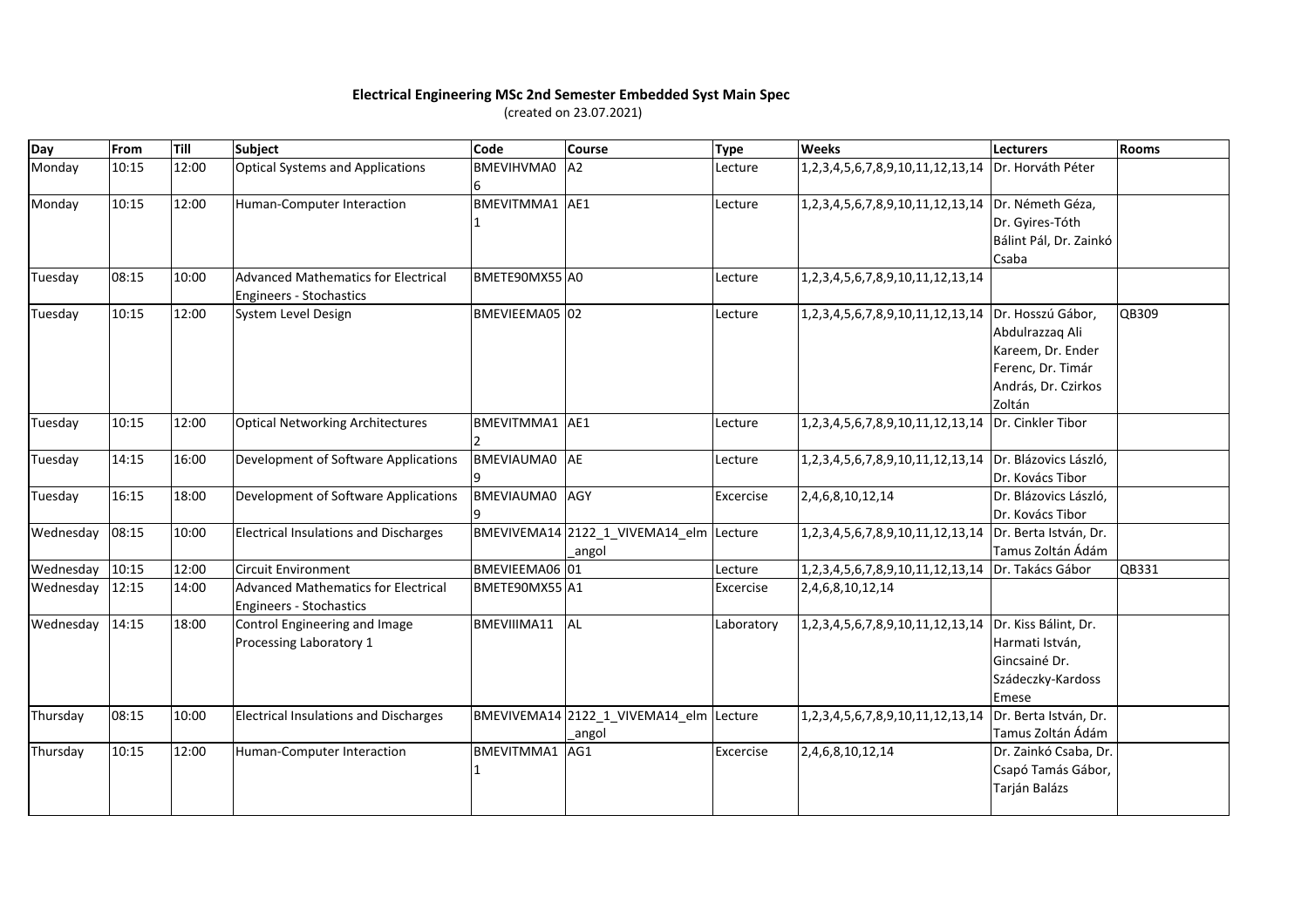**Electrical Engineering MSc 2nd Semester Embedded Syst Main Spec**

(created on 23.07.2021)

| Day | From | Till | Subject | Code | Course | Type | Weeks | Lecturers | Rooms |
|---|---|---|---|---|---|---|---|---|---|
| Monday | 10:15 | 12:00 | Optical Systems and Applications | BMEVIHVMA06 | A2 | Lecture | 1,2,3,4,5,6,7,8,9,10,11,12,13,14 | Dr. Horváth Péter | |
| Monday | 10:15 | 12:00 | Human-Computer Interaction | BMEVITMMA11 | AE1 | Lecture | 1,2,3,4,5,6,7,8,9,10,11,12,13,14 | Dr. Németh Géza, Dr. Gyires-Tóth Bálint Pál, Dr. Zainkó Csaba | |
| Tuesday | 08:15 | 10:00 | Advanced Mathematics for Electrical Engineers - Stochastics | BMETE90MX55 | A0 | Lecture | 1,2,3,4,5,6,7,8,9,10,11,12,13,14 | | |
| Tuesday | 10:15 | 12:00 | System Level Design | BMEVIEEMA05 | 02 | Lecture | 1,2,3,4,5,6,7,8,9,10,11,12,13,14 | Dr. Hosszú Gábor, Abdulrazzaq Ali Kareem, Dr. Ender Ferenc, Dr. Timár András, Dr. Czirkos Zoltán | QB309 |
| Tuesday | 10:15 | 12:00 | Optical Networking Architectures | BMEVITMMA12 | AE1 | Lecture | 1,2,3,4,5,6,7,8,9,10,11,12,13,14 | Dr. Cinkler Tibor | |
| Tuesday | 14:15 | 16:00 | Development of Software Applications | BMEVIAUMA09 | AE | Lecture | 1,2,3,4,5,6,7,8,9,10,11,12,13,14 | Dr. Blázovics László, Dr. Kovács Tibor | |
| Tuesday | 16:15 | 18:00 | Development of Software Applications | BMEVIAUMA09 | AGY | Excercise | 2,4,6,8,10,12,14 | Dr. Blázovics László, Dr. Kovács Tibor | |
| Wednesday | 08:15 | 10:00 | Electrical Insulations and Discharges | BMEVIVEMA14 | 2122_1_VIVEMA14_elm_angol | Lecture | 1,2,3,4,5,6,7,8,9,10,11,12,13,14 | Dr. Berta István, Dr. Tamus Zoltán Ádám | |
| Wednesday | 10:15 | 12:00 | Circuit Environment | BMEVIEEMA06 | 01 | Lecture | 1,2,3,4,5,6,7,8,9,10,11,12,13,14 | Dr. Takács Gábor | QB331 |
| Wednesday | 12:15 | 14:00 | Advanced Mathematics for Electrical Engineers - Stochastics | BMETE90MX55 | A1 | Excercise | 2,4,6,8,10,12,14 | | |
| Wednesday | 14:15 | 18:00 | Control Engineering and Image Processing Laboratory 1 | BMEVIIIMA11 | AL | Laboratory | 1,2,3,4,5,6,7,8,9,10,11,12,13,14 | Dr. Kiss Bálint, Dr. Harmati István, Gincsainé Dr. Szádeczky-Kardoss Emese | |
| Thursday | 08:15 | 10:00 | Electrical Insulations and Discharges | BMEVIVEMA14 | 2122_1_VIVEMA14_elm_angol | Lecture | 1,2,3,4,5,6,7,8,9,10,11,12,13,14 | Dr. Berta István, Dr. Tamus Zoltán Ádám | |
| Thursday | 10:15 | 12:00 | Human-Computer Interaction | BMEVITMMA11 | AG1 | Excercise | 2,4,6,8,10,12,14 | Dr. Zainkó Csaba, Dr. Csapó Tamás Gábor, Tarján Balázs | |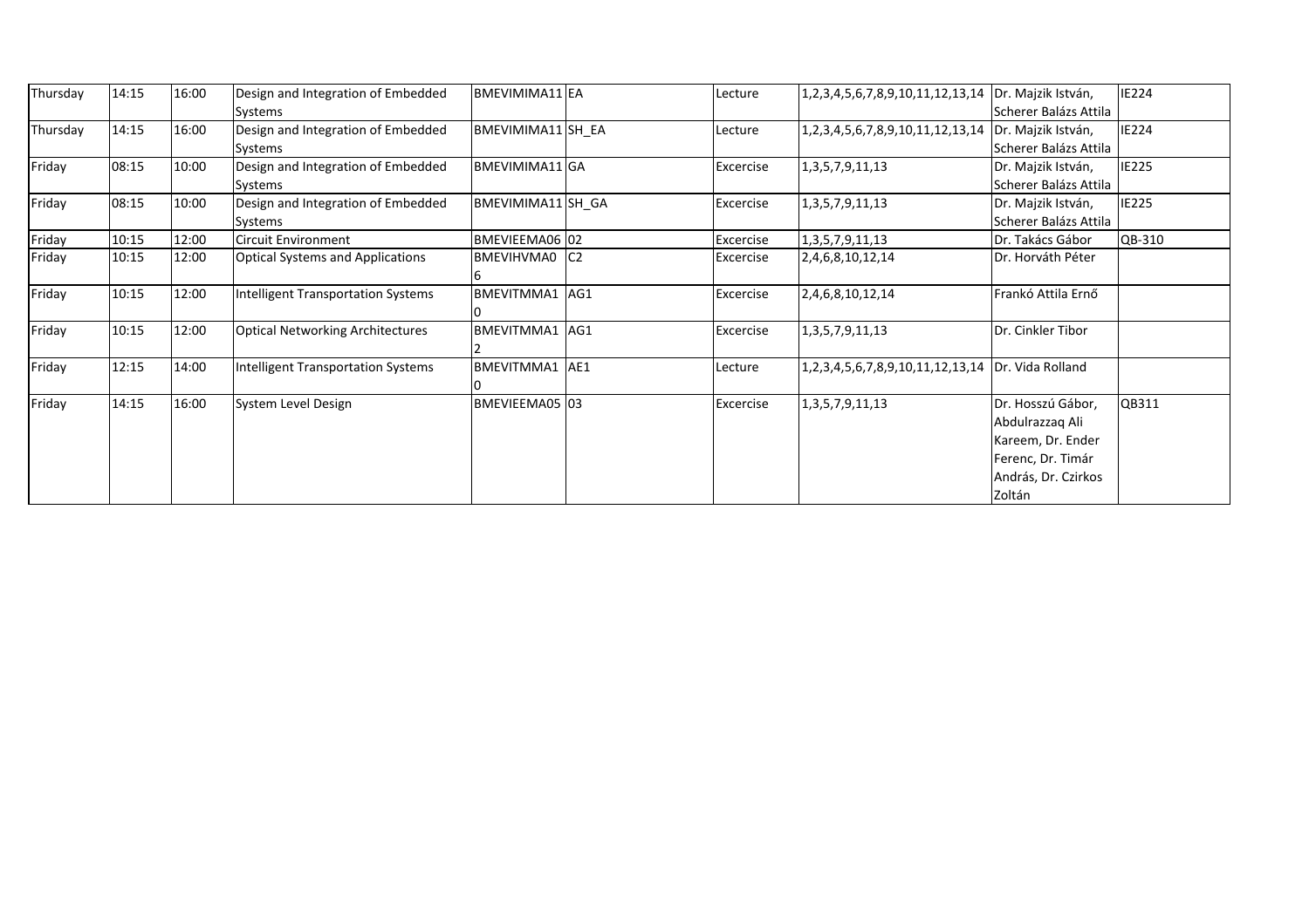| | | | | | | | | | |
|---|---|---|---|---|---|---|---|---|---|
| Thursday | 14:15 | 16:00 | Design and Integration of Embedded Systems | BMEVIMIMA11 | EA | Lecture | 1,2,3,4,5,6,7,8,9,10,11,12,13,14 | Dr. Majzik István, Scherer Balázs Attila | IE224 |
| Thursday | 14:15 | 16:00 | Design and Integration of Embedded Systems | BMEVIMIMA11 | SH_EA | Lecture | 1,2,3,4,5,6,7,8,9,10,11,12,13,14 | Dr. Majzik István, Scherer Balázs Attila | IE224 |
| Friday | 08:15 | 10:00 | Design and Integration of Embedded Systems | BMEVIMIMA11 | GA | Excercise | 1,3,5,7,9,11,13 | Dr. Majzik István, Scherer Balázs Attila | IE225 |
| Friday | 08:15 | 10:00 | Design and Integration of Embedded Systems | BMEVIMIMA11 | SH_GA | Excercise | 1,3,5,7,9,11,13 | Dr. Majzik István, Scherer Balázs Attila | IE225 |
| Friday | 10:15 | 12:00 | Circuit Environment | BMEVIEEMA06 | 02 | Excercise | 1,3,5,7,9,11,13 | Dr. Takács Gábor | QB-310 |
| Friday | 10:15 | 12:00 | Optical Systems and Applications | BMEVIHVMA06 | C2 | Excercise | 2,4,6,8,10,12,14 | Dr. Horváth Péter | |
| Friday | 10:15 | 12:00 | Intelligent Transportation Systems | BMEVITMMA10 | AG1 | Excercise | 2,4,6,8,10,12,14 | Frankó Attila Ernő | |
| Friday | 10:15 | 12:00 | Optical Networking Architectures | BMEVITMMA12 | AG1 | Excercise | 1,3,5,7,9,11,13 | Dr. Cinkler Tibor | |
| Friday | 12:15 | 14:00 | Intelligent Transportation Systems | BMEVITMMA10 | AE1 | Lecture | 1,2,3,4,5,6,7,8,9,10,11,12,13,14 | Dr. Vida Rolland | |
| Friday | 14:15 | 16:00 | System Level Design | BMEVIEEMA05 | 03 | Excercise | 1,3,5,7,9,11,13 | Dr. Hosszú Gábor, Abdulrazzaq Ali Kareem, Dr. Ender Ferenc, Dr. Timár András, Dr. Czirkos Zoltán | QB311 |